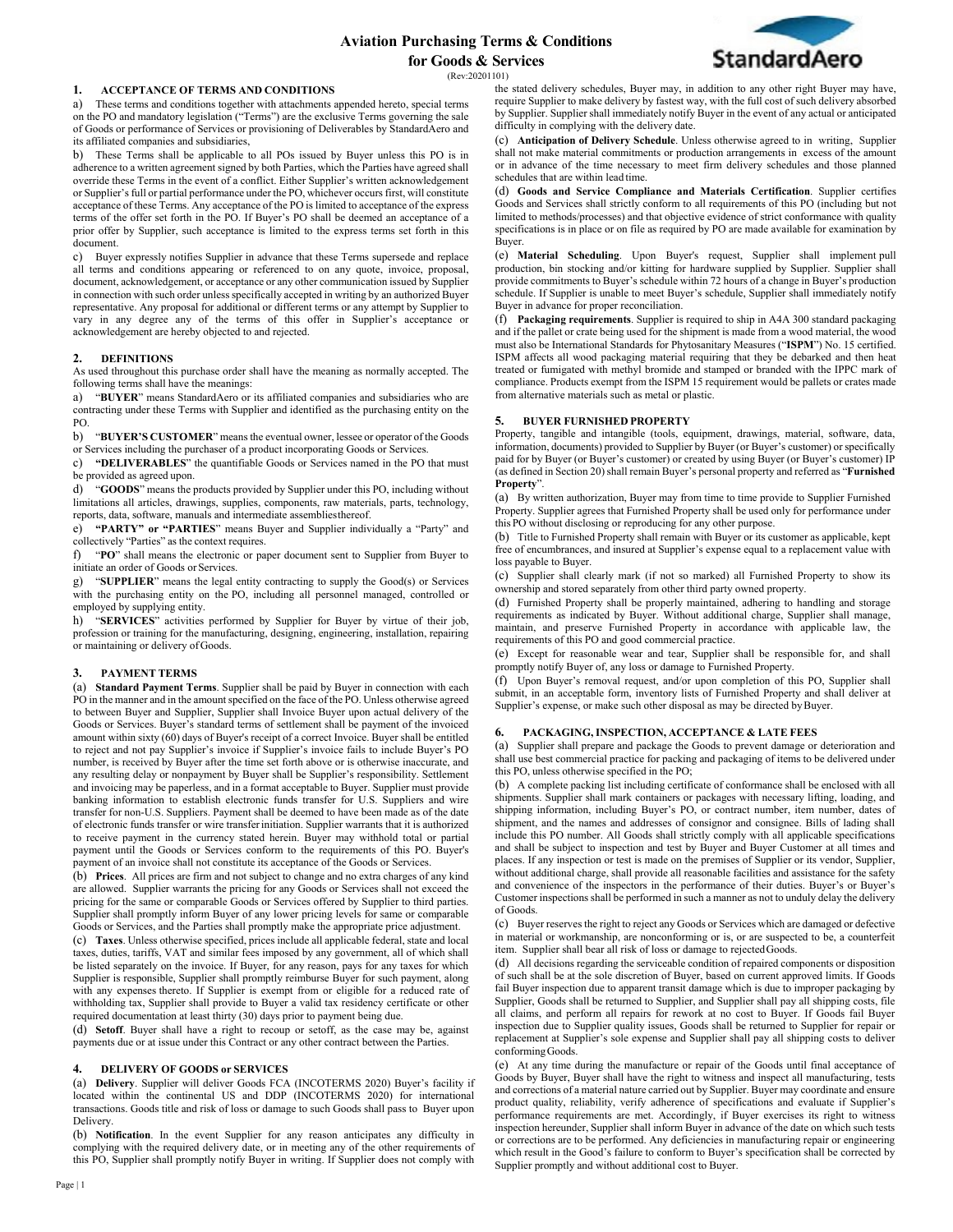# Aviation Purchasing Terms & Conditions for Goods & Services

(Rev:20201101)

## 1. ACCEPTANCE OF TERMS AND CONDITIONS

a) These terms and conditions together with attachments appended hereto, special terms on the PO and mandatory legislation ("Terms") are the exclusive Terms governing the sale of Goods or performance of Services or provisioning of Deliverables by StandardAero and its affiliated companies and subsidiaries,

b) These Terms shall be applicable to all POs issued by Buyer unless this PO is in adherence to a written agreement signed by both Parties, which the Parties have agreed shall override these Terms in the event of a conflict. Either Supplier's written acknowledgement or Supplier's full or partial performance under the PO, whichever occurs first, will constitute acceptance of these Terms. Any acceptance of the PO is limited to acceptance of the express terms of the offer set forth in the PO. If Buyer's PO shall be deemed an acceptance of a prior offer by Supplier, such acceptance is limited to the express terms set forth in this document.

c) Buyer expressly notifies Supplier in advance that these Terms supersede and replace all terms and conditions appearing or referenced to on any quote, invoice, proposal, document, acknowledgement, or acceptance or any other communication issued by Supplier in connection with such order unless specifically accepted in writing by an authorized Buyer representative. Any proposal for additional or different terms or any attempt by Supplier to vary in any degree any of the terms of this offer in Supplier's acceptance or acknowledgement are hereby objected to and rejected.

## 2. DEFINITIONS

As used throughout this purchase order shall have the meaning as normally accepted. The following terms shall have the meanings:

a) "**BUYER**" means StandardAero or its affiliated companies and subsidiaries who are contracting under these Terms with Supplier and identified as the purchasing entity on the PO.

b) "**BUYER'S CUSTOMER**" means the eventual owner, lessee or operator of the Goods or Services including the purchaser of a product incorporating Goods or Services.

c) **"DELIVERABLES"** the quantifiable Goods or Services named in the PO that must be provided as agreed upon.

d) "**GOODS**" means the products provided by Supplier under this PO, including without limitations all articles, drawings, supplies, components, raw materials, parts, technology, reports, data, software, manuals and intermediate assemblies thereof.

e) **"PARTY" or "PARTIES**" means Buyer and Supplier individually a "Party" and collectively "Parties" as the context requires.

f) "**PO**" shall means the electronic or paper document sent to Supplier from Buyer to initiate an order of Goods or Services.

g) "**SUPPLIER**" means the legal entity contracting to supply the Good(s) or Services with the purchasing entity on the PO, including all personnel managed, controlled or employed by supplying entity.

h) "**SERVICES**" activities performed by Supplier for Buyer by virtue of their job, profession or training for the manufacturing, designing, engineering, installation, repairing or maintaining or delivery of Goods.

## 3. PAYMENT TERMS

(a) **Standard Payment Terms**. Supplier shall be paid by Buyer in connection with each PO in the manner and in the amount specified on the face of the PO. Unless otherwise agreed to between Buyer and Supplier, Supplier shall Invoice Buyer upon actual delivery of the Goods or Services. Buyer's standard terms of settlement shall be payment of the invoiced amount within sixty (60) days of Buyer's receipt of a correct Invoice. Buyer shall be entitled to reject and not pay Supplier's invoice if Supplier's invoice fails to include Buyer's PO number, is received by Buyer after the time set forth above or is otherwise inaccurate, and any resulting delay or nonpayment by Buyer shall be Supplier's responsibility. Settlement and invoicing may be paperless, and in a format acceptable to Buyer. Supplier must provide banking information to establish electronic funds transfer for U.S. Suppliers and wire transfer for non-U.S. Suppliers. Payment shall be deemed to have been made as of the date of electronic funds transfer or wire transfer initiation. Supplier warrants that it is authorized to receive payment in the currency stated herein. Buyer may withhold total or partial payment until the Goods or Services conform to the requirements of this PO. Buyer's payment of an invoice shall not constitute its acceptance of the Goods or Services.

(b) **Prices**. All prices are firm and not subject to change and no extra charges of any kind are allowed. Supplier warrants the pricing for any Goods or Services shall not exceed the pricing for the same or comparable Goods or Services offered by Supplier to third parties. Supplier shall promptly inform Buyer of any lower pricing levels for same or comparable Goods or Services, and the Parties shall promptly make the appropriate price adjustment.

(c) **Taxes**. Unless otherwise specified, prices include all applicable federal, state and local taxes, duties, tariffs, VAT and similar fees imposed by any government, all of which shall be listed separately on the invoice. If Buyer, for any reason, pays for any taxes for which Supplier is responsible, Supplier shall promptly reimburse Buyer for such payment, along with any expenses thereto. If Supplier is exempt from or eligible for a reduced rate of withholding tax, Supplier shall provide to Buyer a valid tax residency certificate or other required documentation at least thirty (30) days prior to payment being due.

(d) **Setoff**. Buyer shall have a right to recoup or setoff, as the case may be, against payments due or at issue under this Contract or any other contract between the Parties.

## 4. DELIVERY OF GOODS or SERVICES

(a) **Delivery**. Supplier will deliver Goods FCA (INCOTERMS 2020) Buyer's facility if located within the continental US and DDP (INCOTERMS 2020) for international transactions. Goods title and risk of loss or damage to such Goods shall pass to Buyer upon Delivery.

(b) **Notification**. In the event Supplier for any reason anticipates any difficulty in complying with the required delivery date, or in meeting any of the other requirements of this PO, Supplier shall promptly notify Buyer in writing. If Supplier does not comply with the stated delivery schedules, Buyer may, in addition to any other right Buyer may have, require Supplier to make delivery by fastest way, with the full cost of such delivery absorbed by Supplier. Supplier shall immediately notify Buyer in the event of any actual or anticipated difficulty in complying with the delivery date.

(c) **Anticipation of Delivery Schedule**. Unless otherwise agreed to in writing, Supplier shall not make material commitments or production arrangements in excess of the amount or in advance of the time necessary to meet firm delivery schedules and those planned schedules that are within lead time.

(d) **Goods and Service Compliance and Materials Certification**. Supplier certifies Goods and Services shall strictly conform to all requirements of this PO (including but not limited to methods/processes) and that objective evidence of strict conformance with quality specifications is in place or on file as required by PO are made available for examination by Buyer.

(e) **Material Scheduling**. Upon Buyer's request, Supplier shall implement pull production, bin stocking and/or kitting for hardware supplied by Supplier. Supplier shall provide commitments to Buyer's schedule within 72 hours of a change in Buyer's production schedule. If Supplier is unable to meet Buyer's schedule, Supplier shall immediately notify Buyer in advance for proper reconciliation.

(f) **Packaging requirements**. Supplier is required to ship in A4A 300 standard packaging and if the pallet or crate being used for the shipment is made from a wood material, the wood must also be International Standards for Phytosanitary Measures ("**ISPM**") No. 15 certified. ISPM affects all wood packaging material requiring that they be debarked and then heat treated or fumigated with methyl bromide and stamped or branded with the IPPC mark of compliance. Products exempt from the ISPM 15 requirement would be pallets or crates made from alternative materials such as metal or plastic.

## 5. BUYER FURNISHED PROPERTY

Property, tangible and intangible (tools, equipment, drawings, material, software, data, information, documents) provided to Supplier by Buyer (or Buyer's customer) or specifically paid for by Buyer (or Buyer's customer) or created by using Buyer (or Buyer's customer) IP (as defined in Section 20) shall remain Buyer's personal property and referred as "**Furnished Property**".

(a) By written authorization, Buyer may from time to time provide to Supplier Furnished Property. Supplier agrees that Furnished Property shall be used only for performance under this PO without disclosing or reproducing for any other purpose.

(b) Title to Furnished Property shall remain with Buyer or its customer as applicable, kept free of encumbrances, and insured at Supplier's expense equal to a replacement value with loss payable to Buyer.

(c) Supplier shall clearly mark (if not so marked) all Furnished Property to show its ownership and stored separately from other third party owned property.

(d) Furnished Property shall be properly maintained, adhering to handling and storage requirements as indicated by Buyer. Without additional charge, Supplier shall manage, maintain, and preserve Furnished Property in accordance with applicable law, the requirements of this PO and good commercial practice.

(e) Except for reasonable wear and tear, Supplier shall be responsible for, and shall promptly notify Buyer of, any loss or damage to Furnished Property.

(f) Upon Buyer's removal request, and/or upon completion of this PO, Supplier shall submit, in an acceptable form, inventory lists of Furnished Property and shall deliver at Supplier's expense, or make such other disposal as may be directed by Buyer.

## 6. PACKAGING, INSPECTION, ACCEPTANCE & LATE FEES

(a) Supplier shall prepare and package the Goods to prevent damage or deterioration and shall use best commercial practice for packing and packaging of items to be delivered under this PO, unless otherwise specified in the PO;

(b) A complete packing list including certificate of conformance shall be enclosed with all shipments. Supplier shall mark containers or packages with necessary lifting, loading, and shipping information, including Buyer's PO, or contract number, item number, dates of shipment, and the names and addresses of consignor and consignee. Bills of lading shall include this PO number. All Goods shall strictly comply with all applicable specifications and shall be subject to inspection and test by Buyer and Buyer Customer at all times and places. If any inspection or test is made on the premises of Supplier or its vendor, Supplier, without additional charge, shall provide all reasonable facilities and assistance for the safety and convenience of the inspectors in the performance of their duties. Buyer's or Buyer's Customer inspections shall be performed in such a manner as not to unduly delay the delivery of Goods.

(c) Buyer reserves the right to reject any Goods or Services which are damaged or defective in material or workmanship, are nonconforming or is, or are suspected to be, a counterfeit item. Supplier shall bear all risk of loss or damage to rejected Goods.

(d) All decisions regarding the serviceable condition of repaired components or disposition of such shall be at the sole discretion of Buyer, based on current approved limits. If Goods fail Buyer inspection due to apparent transit damage which is due to improper packaging by Supplier, Goods shall be returned to Supplier, and Supplier shall pay all shipping costs, file all claims, and perform all repairs for rework at no cost to Buyer. If Goods fail Buyer inspection due to Supplier quality issues, Goods shall be returned to Supplier for repair or replacement at Supplier's sole expense and Supplier shall pay all shipping costs to deliver conforming Goods.

(e) At any time during the manufacture or repair of the Goods until final acceptance of Goods by Buyer, Buyer shall have the right to witness and inspect all manufacturing, tests and corrections of a material nature carried out by Supplier. Buyer may coordinate and ensure product quality, reliability, verify adherence of specifications and evaluate if Supplier's performance requirements are met. Accordingly, if Buyer exercises its right to witness inspection hereunder, Supplier shall inform Buyer in advance of the date on which such tests or corrections are to be performed. Any deficiencies in manufacturing repair or engineering which result in the Good's failure to conform to Buyer's specification shall be corrected by Supplier promptly and without additional cost to Buyer.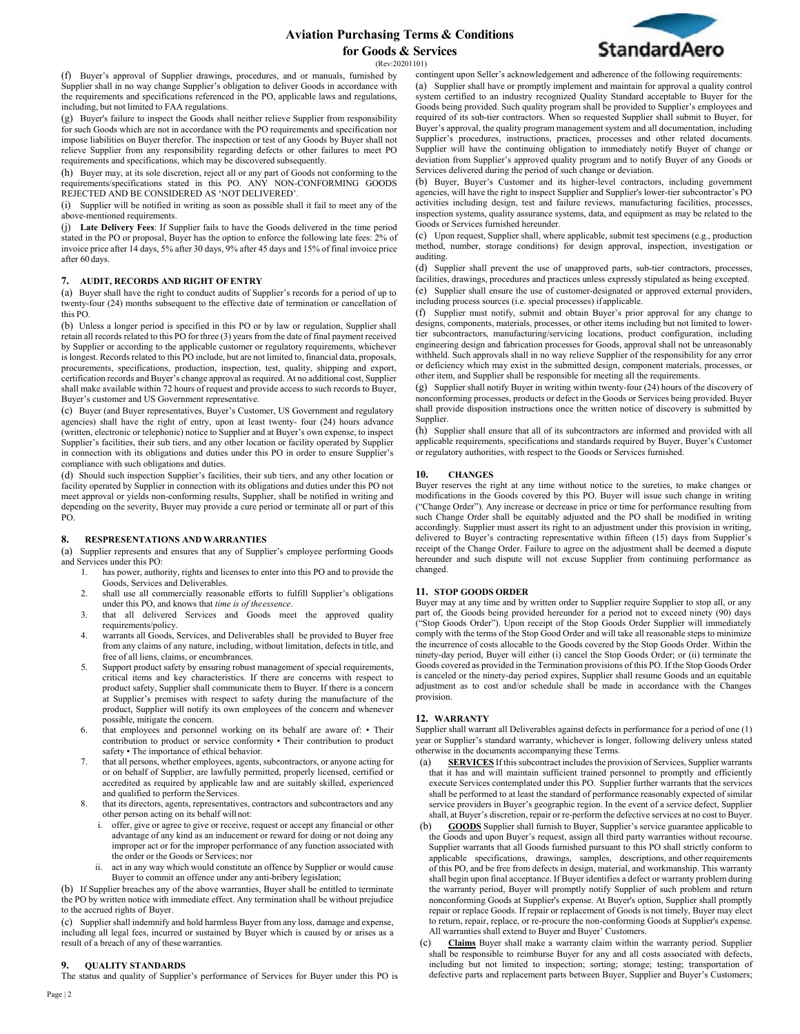(f) Buyer's approval of Supplier drawings, procedures, and or manuals, furnished by Supplier shall in no way change Supplier's obligation to deliver Goods in accordance with the requirements and specifications referenced in the PO, applicable laws and regulations, including, but not limited to FAA regulations.

(g) Buyer's failure to inspect the Goods shall neither relieve Supplier from responsibility for such Goods which are not in accordance with the PO requirements and specification nor impose liabilities on Buyer therefor. The inspection or test of any Goods by Buyer shall not relieve Supplier from any responsibility regarding defects or other failures to meet PO requirements and specifications, which may be discovered subsequently.

(h) Buyer may, at its sole discretion, reject all or any part of Goods not conforming to the requirements/specifications stated in this PO. ANY NON-CONFORMING GOODS REJECTED AND BE CONSIDERED AS 'NOT DELIVERED'.

(i) Supplier will be notified in writing as soon as possible shall it fail to meet any of the above-mentioned requirements.

(j) **Late Delivery Fees**: If Supplier fails to have the Goods delivered in the time period stated in the PO or proposal, Buyer has the option to enforce the following late fees: 2% of invoice price after 14 days, 5% after 30 days, 9% after 45 days and 15% of final invoice price after 60 days.

### 7. AUDIT, RECORDS AND RIGHT OF ENTRY

(a) Buyer shall have the right to conduct audits of Supplier's records for a period of up to twenty-four (24) months subsequent to the effective date of termination or cancellation of this PO.

(b) Unless a longer period is specified in this PO or by law or regulation, Supplier shall retain all records related to this PO for three (3) years from the date of final payment received by Supplier or according to the applicable customer or regulatory requirements, whichever is longest. Records related to this PO include, but are not limited to, financial data, proposals, procurements, specifications, production, inspection, test, quality, shipping and export, certification records and Buyer's change approval as required. At no additional cost, Supplier shall make available within 72 hours of request and provide access to such records to Buyer, Buyer's customer and US Government representative.

(c) Buyer (and Buyer representatives, Buyer's Customer, US Government and regulatory agencies) shall have the right of entry, upon at least twenty- four (24) hours advance (written, electronic or telephonic) notice to Supplier and at Buyer's own expense, to inspect Supplier's facilities, their sub tiers, and any other location or facility operated by Supplier in connection with its obligations and duties under this PO in order to ensure Supplier's compliance with such obligations and duties.

(d) Should such inspection Supplier's facilities, their sub tiers, and any other location or facility operated by Supplier in connection with its obligations and duties under this PO not meet approval or yields non-conforming results, Supplier, shall be notified in writing and depending on the severity, Buyer may provide a cure period or terminate all or part of this PO.

### 8. REPRESENTATIONS AND WARRANTIES

(a) Supplier represents and ensures that any of Supplier's employee performing Goods and Services under this PO:

1. has power, authority, rights and licenses to enter into this PO and to provide the Goods, Services and Deliverables.
2. shall use all commercially reasonable efforts to fulfill Supplier's obligations under this PO, and knows that *time is of theessence*.
3. that all delivered Services and Goods meet the approved quality requirements/policy.
4. warrants all Goods, Services, and Deliverables shall be provided to Buyer free from any claims of any nature, including, without limitation, defects in title, and free of all liens, claims, or encumbrances.
5. Support product safety by ensuring robust management of special requirements, critical items and key characteristics. If there are concerns with respect to product safety, Supplier shall communicate them to Buyer. If there is a concern at Supplier's premises with respect to safety during the manufacture of the product, Supplier will notify its own employees of the concern and whenever possible, mitigate the concern.
6. that employees and personnel working on its behalf are aware of: • Their contribution to product or service conformity • Their contribution to product safety • The importance of ethical behavior.
7. that all persons, whether employees, agents, subcontractors, or anyone acting for or on behalf of Supplier, are lawfully permitted, properly licensed, certified or accredited as required by applicable law and are suitably skilled, experienced and qualified to perform theServices.
8. that its directors, agents, representatives, contractors and subcontractors and any other person acting on its behalf will not:
   1. offer, give or agree to give or receive, request or accept any financial or other advantage of any kind as an inducement or reward for doing or not doing any improper act or for the improper performance of any function associated with the order or the Goods or Services; nor
   2. act in any way which would constitute an offence by Supplier or would cause Buyer to commit an offence under any anti-bribery legislation;

(b) If Supplier breaches any of the above warranties, Buyer shall be entitled to terminate the PO by written notice with immediate effect. Any termination shall be without prejudice to the accrued rights of Buyer.

(c) Supplier shall indemnify and hold harmless Buyer from any loss, damage and expense, including all legal fees, incurred or sustained by Buyer which is caused by or arises as a result of a breach of any of these warranties.

### 9. QUALITY STANDARDS

The status and quality of Supplier's performance of Services for Buyer under this PO is contingent upon Seller's acknowledgement and adherence of the following requirements:

(a) Supplier shall have or promptly implement and maintain for approval a quality control system certified to an industry recognized Quality Standard acceptable to Buyer for the Goods being provided. Such quality program shall be provided to Supplier's employees and required of its sub-tier contractors. When so requested Supplier shall submit to Buyer, for Buyer's approval, the quality program management system and all documentation, including Supplier's procedures, instructions, practices, processes and other related documents. Supplier will have the continuing obligation to immediately notify Buyer of change or deviation from Supplier's approved quality program and to notify Buyer of any Goods or Services delivered during the period of such change or deviation.

(b) Buyer, Buyer's Customer and its higher-level contractors, including government agencies, will have the right to inspect Supplier and Supplier's lower-tier subcontractor's PO activities including design, test and failure reviews, manufacturing facilities, processes, inspection systems, quality assurance systems, data, and equipment as may be related to the Goods or Services furnished hereunder.

(c) Upon request, Supplier shall, where applicable, submit test specimens (e.g., production method, number, storage conditions) for design approval, inspection, investigation or auditing.

(d) Supplier shall prevent the use of unapproved parts, sub-tier contractors, processes, facilities, drawings, procedures and practices unless expressly stipulated as being excepted.

(e) Supplier shall ensure the use of customer-designated or approved external providers, including process sources (i.e. special processes) ifapplicable.

(f) Supplier must notify, submit and obtain Buyer's prior approval for any change to designs, components, materials, processes, or other items including but not limited to lower-tier subcontractors, manufacturing/servicing locations, product configuration, including engineering design and fabrication processes for Goods, approval shall not be unreasonably withheld. Such approvals shall in no way relieve Supplier of the responsibility for any error or deficiency which may exist in the submitted design, component materials, processes, or other item, and Supplier shall be responsible for meeting all the requirements.

(g) Supplier shall notify Buyer in writing within twenty-four (24) hours of the discovery of nonconforming processes, products or defect in the Goods or Services being provided. Buyer shall provide disposition instructions once the written notice of discovery is submitted by Supplier.

(h) Supplier shall ensure that all of its subcontractors are informed and provided with all applicable requirements, specifications and standards required by Buyer, Buyer's Customer or regulatory authorities, with respect to the Goods or Services furnished.

### 10. CHANGES

Buyer reserves the right at any time without notice to the sureties, to make changes or modifications in the Goods covered by this PO. Buyer will issue such change in writing ("Change Order"). Any increase or decrease in price or time for performance resulting from such Change Order shall be equitably adjusted and the PO shall be modified in writing accordingly. Supplier must assert its right to an adjustment under this provision in writing, delivered to Buyer's contracting representative within fifteen (15) days from Supplier's receipt of the Change Order. Failure to agree on the adjustment shall be deemed a dispute hereunder and such dispute will not excuse Supplier from continuing performance as changed.

### 11. STOP GOODS ORDER

Buyer may at any time and by written order to Supplier require Supplier to stop all, or any part of, the Goods being provided hereunder for a period not to exceed ninety (90) days ("Stop Goods Order"). Upon receipt of the Stop Goods Order Supplier will immediately comply with the terms of the Stop Good Order and will take all reasonable steps to minimize the incurrence of costs allocable to the Goods covered by the Stop Goods Order. Within the ninety-day period, Buyer will either (i) cancel the Stop Goods Order; or (ii) terminate the Goods covered as provided in the Termination provisions of this PO. If the Stop Goods Order is canceled or the ninety-day period expires, Supplier shall resume Goods and an equitable adjustment as to cost and/or schedule shall be made in accordance with the Changes provision.

### 12. WARRANTY

Supplier shall warrant all Deliverables against defects in performance for a period of one (1) year or Supplier's standard warranty, whichever is longer, following delivery unless stated otherwise in the documents accompanying these Terms.

(a) **SERVICES** If this subcontract includes the provision of Services, Supplier warrants that it has and will maintain sufficient trained personnel to promptly and efficiently execute Services contemplated under this PO. Supplier further warrants that the services shall be performed to at least the standard of performance reasonably expected of similar service providers in Buyer's geographic region. In the event of a service defect, Supplier shall, at Buyer's discretion, repair or re-perform the defective services at no cost to Buyer.

(b) **GOODS** Supplier shall furnish to Buyer, Supplier's service guarantee applicable to the Goods and upon Buyer's request, assign all third party warranties without recourse. Supplier warrants that all Goods furnished pursuant to this PO shall strictly conform to applicable specifications, drawings, samples, descriptions, and other requirements of this PO, and be free from defects in design, material, and workmanship. This warranty shall begin upon final acceptance. If Buyer identifies a defect or warranty problem during the warranty period, Buyer will promptly notify Supplier of such problem and return nonconforming Goods at Supplier's expense. At Buyer's option, Supplier shall promptly repair or replace Goods. If repair or replacement of Goods is not timely, Buyer may elect to return, repair, replace, or re-procure the non-conforming Goods at Supplier's expense. All warranties shall extend to Buyer and Buyer' Customers.

(c) **Claims** Buyer shall make a warranty claim within the warranty period. Supplier shall be responsible to reimburse Buyer for any and all costs associated with defects, including but not limited to inspection; sorting; storage; testing; transportation of defective parts and replacement parts between Buyer, Supplier and Buyer's Customers;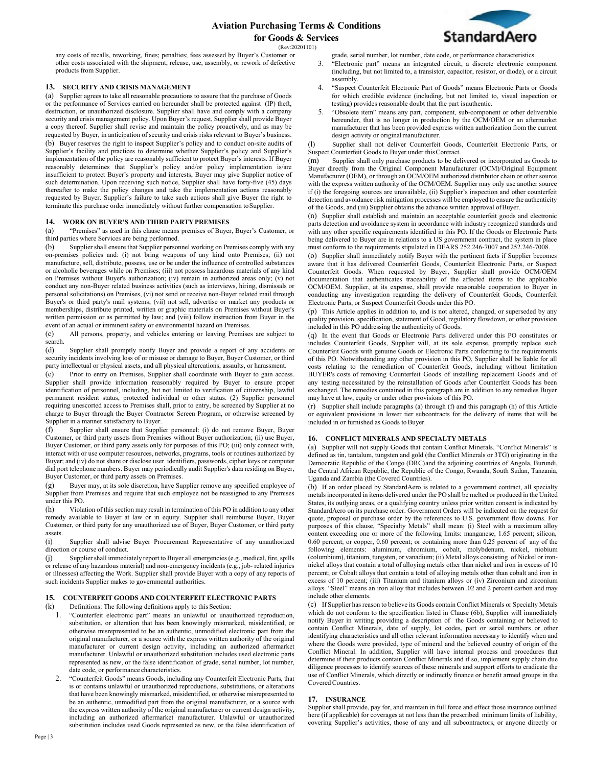any costs of recalls, reworking, fines; penalties; fees assessed by Buyer's Customer or other costs associated with the shipment, release, use, assembly, or rework of defective products from Supplier.

## 13. SECURITY AND CRISIS MANAGEMENT

(a) Supplier agrees to take all reasonable precautions to assure that the purchase of Goods or the performance of Services carried on hereunder shall be protected against (IP) theft, destruction, or unauthorized disclosure. Supplier shall have and comply with a company security and crisis management policy. Upon Buyer's request, Supplier shall provide Buyer a copy thereof. Supplier shall revise and maintain the policy proactively, and as may be requested by Buyer, in anticipation of security and crisis risks relevant to Buyer's business.

(b) Buyer reserves the right to inspect Supplier's policy and to conduct on-site audits of Supplier's facility and practices to determine whether Supplier's policy and Supplier's implementation of the policy are reasonably sufficient to protect Buyer's interests. If Buyer reasonably determines that Supplier's policy and/or policy implementation is/are insufficient to protect Buyer's property and interests, Buyer may give Supplier notice of such determination. Upon receiving such notice, Supplier shall have forty-five (45) days thereafter to make the policy changes and take the implementation actions reasonably requested by Buyer. Supplier's failure to take such actions shall give Buyer the right to terminate this purchase order immediately without further compensation to Supplier.

## 14. WORK ON BUYER'S AND THIRD PARTY PREMISES

(a) "Premises" as used in this clause means premises of Buyer, Buyer's Customer, or third parties where Services are being performed.

(b) Supplier shall ensure that Supplier personnel working on Premises comply with any on-premises policies and: (i) not bring weapons of any kind onto Premises; (ii) not manufacture, sell, distribute, possess, use or be under the influence of controlled substances or alcoholic beverages while on Premises; (iii) not possess hazardous materials of any kind on Premises without Buyer's authorization; (iv) remain in authorized areas only; (v) not conduct any non-Buyer related business activities (such as interviews, hiring, dismissals or personal solicitations) on Premises, (vi) not send or receive non-Buyer related mail through Buyer's or third party's mail systems; (vii) not sell, advertise or market any products or memberships, distribute printed, written or graphic materials on Premises without Buyer's written permission or as permitted by law; and (viii) follow instruction from Buyer in the event of an actual or imminent safety or environmental hazard on Premises.

(c) All persons, property, and vehicles entering or leaving Premises are subject to search.

(d) Supplier shall promptly notify Buyer and provide a report of any accidents or security incidents involving loss of or misuse or damage to Buyer, Buyer Customer, or third party intellectual or physical assets, and all physical altercations, assaults, or harassment.

(e) Prior to entry on Premises, Supplier shall coordinate with Buyer to gain access. Supplier shall provide information reasonably required by Buyer to ensure proper identification of personnel, including, but not limited to verification of citizenship, lawful permanent resident status, protected individual or other status. (2) Supplier personnel requiring unescorted access to Premises shall, prior to entry, be screened by Supplier at no charge to Buyer through the Buyer Contractor Screen Program, or otherwise screened by Supplier in a manner satisfactory to Buyer.

(f) Supplier shall ensure that Supplier personnel: (i) do not remove Buyer, Buyer Customer, or third party assets from Premises without Buyer authorization; (ii) use Buyer, Buyer Customer, or third party assets only for purposes of this PO; (iii) only connect with, interact with or use computer resources, networks, programs, tools or routines authorized by Buyer; and (iv) do not share or disclose user identifiers, passwords, cipher keys or computer dial port telephone numbers. Buyer may periodically audit Supplier's data residing on Buyer, Buyer Customer, or third party assets on Premises.

(g) Buyer may, at its sole discretion, have Supplier remove any specified employee of Supplier from Premises and require that such employee not be reassigned to any Premises under this PO.

(h) Violation of this section may result in termination of this PO in addition to any other remedy available to Buyer at law or in equity. Supplier shall reimburse Buyer, Buyer Customer, or third party for any unauthorized use of Buyer, Buyer Customer, or third party assets.

(i) Supplier shall advise Buyer Procurement Representative of any unauthorized direction or course of conduct.

(j) Supplier shall immediately report to Buyer all emergencies (e.g., medical, fire, spills or release of any hazardous material) and non-emergency incidents (e.g., job- related injuries or illnesses) affecting the Work. Supplier shall provide Buyer with a copy of any reports of such incidents Supplier makes to governmental authorities.

## 15. COUNTERFEIT GOODS AND COUNTERFEIT ELECTRONIC PARTS

(k) Definitions: The following definitions apply to this Section:

1. "Counterfeit electronic part" means an unlawful or unauthorized reproduction, substitution, or alteration that has been knowingly mismarked, misidentified, or otherwise misrepresented to be an authentic, unmodified electronic part from the original manufacturer, or a source with the express written authority of the original manufacturer or current design activity, including an authorized aftermarket manufacturer. Unlawful or unauthorized substitution includes used electronic parts represented as new, or the false identification of grade, serial number, lot number, date code, or performance characteristics.
2. "Counterfeit Goods" means Goods, including any Counterfeit Electronic Parts, that is or contains unlawful or unauthorized reproductions, substitutions, or alterations that have been knowingly mismarked, misidentified, or otherwise misrepresented to be an authentic, unmodified part from the original manufacturer, or a source with the express written authority of the original manufacturer or current design activity, including an authorized aftermarket manufacturer. Unlawful or unauthorized substitution includes used Goods represented as new, or the false identification of grade, serial number, lot number, date code, or performance characteristics.
3. "Electronic part" means an integrated circuit, a discrete electronic component (including, but not limited to, a transistor, capacitor, resistor, or diode), or a circuit assembly.
4. "Suspect Counterfeit Electronic Part of Goods" means Electronic Parts or Goods for which credible evidence (including, but not limited to, visual inspection or testing) provides reasonable doubt that the part is authentic.
5. "Obsolete item" means any part, component, sub-component or other deliverable hereunder, that is no longer in production by the OCM/OEM or an aftermarket manufacturer that has been provided express written authorization from the current design activity or original manufacturer.

(l) Supplier shall not deliver Counterfeit Goods, Counterfeit Electronic Parts, or Suspect Counterfeit Goods to Buyer under this Contract.

(m) Supplier shall only purchase products to be delivered or incorporated as Goods to Buyer directly from the Original Component Manufacturer (OCM)/Original Equipment Manufacturer (OEM), or through an OCM/OEM authorized distributor chain or other source with the express written authority of the OCM/OEM. Supplier may only use another source if (i) the foregoing sources are unavailable, (ii) Supplier's inspection and other counterfeit detection and avoidance risk mitigation processes will be employed to ensure the authenticity of the Goods, and (iii) Supplier obtains the advance written approval of Buyer.

(n) Supplier shall establish and maintain an acceptable counterfeit goods and electronic parts detection and avoidance system in accordance with industry recognized standards and with any other specific requirements identified in this PO. If the Goods or Electronic Parts being delivered to Buyer are in relations to a US government contract, the system in place must conform to the requirements stipulated in DFARS 252.246-7007 and 252.246-7008.

(o) Supplier shall immediately notify Buyer with the pertinent facts if Supplier becomes aware that it has delivered Counterfeit Goods, Counterfeit Electronic Parts, or Suspect Counterfeit Goods. When requested by Buyer, Supplier shall provide OCM/OEM documentation that authenticates traceability of the affected items to the applicable OCM/OEM. Supplier, at its expense, shall provide reasonable cooperation to Buyer in conducting any investigation regarding the delivery of Counterfeit Goods, Counterfeit Electronic Parts, or Suspect Counterfeit Goods under this PO.

(p) This Article applies in addition to, and is not altered, changed, or superseded by any quality provision, specification, statement of Good, regulatory flowdown, or other provision included in this PO addressing the authenticity of Goods.

(q) In the event that Goods or Electronic Parts delivered under this PO constitutes or includes Counterfeit Goods, Supplier will, at its sole expense, promptly replace such Counterfeit Goods with genuine Goods or Electronic Parts conforming to the requirements of this PO. Notwithstanding any other provision in this PO, Supplier shall be liable for all costs relating to the remediation of Counterfeit Goods, including without limitation BUYER's costs of removing Counterfeit Goods of installing replacement Goods and of any testing necessitated by the reinstallation of Goods after Counterfeit Goods has been exchanged. The remedies contained in this paragraph are in addition to any remedies Buyer may have at law, equity or under other provisions of this PO.

(r) Supplier shall include paragraphs (a) through (f) and this paragraph (h) of this Article or equivalent provisions in lower tier subcontracts for the delivery of items that will be included in or furnished as Goods to Buyer.

## 16. CONFLICT MINERALS AND SPECIALTY METALS

(a) Supplier will not supply Goods that contain Conflict Minerals. "Conflict Minerals" is defined as tin, tantalum, tungsten and gold (the Conflict Minerals or 3TG) originating in the Democratic Republic of the Congo (DRC) and the adjoining countries of Angola, Burundi, the Central African Republic, the Republic of the Congo, Rwanda, South Sudan, Tanzania, Uganda and Zambia (the Covered Countries).

(b) If an order placed by StandardAero is related to a government contract, all specialty metals incorporated in items delivered under the PO shall be melted or produced in the United States, its outlying areas, or a qualifying country unless prior written consent is indicated by StandardAero on its purchase order. Government Orders will be indicated on the request for quote, proposal or purchase order by the references to U.S. government flow downs. For purposes of this clause, "Specialty Metals" shall mean: (i) Steel with a maximum alloy content exceeding one or more of the following limits: manganese, 1.65 percent; silicon, 0.60 percent; or copper, 0.60 percent; or containing more than 0.25 percent of any of the following elements: aluminum, chromium, cobalt, molybdenum, nickel, niobium (columbium), titanium, tungsten, or vanadium; (ii) Metal alloys consisting of Nickel or iron-nickel alloys that contain a total of alloying metals other than nickel and iron in excess of 10 percent; or Cobalt alloys that contain a total of alloying metals other than cobalt and iron in excess of 10 percent; (iii) Titanium and titanium alloys or (iv) Zirconium and zirconium alloys. "Steel" means an iron alloy that includes between .02 and 2 percent carbon and may include other elements.

(c) If Supplier has reason to believe its Goods contain Conflict Minerals or Specialty Metals which do not conform to the specification listed in Clause (6b), Supplier will immediately notify Buyer in writing providing a description of the Goods containing or believed to contain Conflict Minerals, date of supply, lot codes, part or serial numbers or other identifying characteristics and all other relevant information necessary to identify when and where the Goods were provided, type of mineral and the believed country of origin of the Conflict Mineral. In addition, Supplier will have internal process and procedures that determine if their products contain Conflict Minerals and if so, implement supply chain due diligence processes to identify sources of these minerals and support efforts to eradicate the use of Conflict Minerals, which directly or indirectly finance or benefit armed groups in the Covered Countries.

## 17. INSURANCE

Supplier shall provide, pay for, and maintain in full force and effect those insurance outlined here (if applicable) for coverages at not less than the prescribed minimum limits of liability, covering Supplier's activities, those of any and all subcontractors, or anyone directly or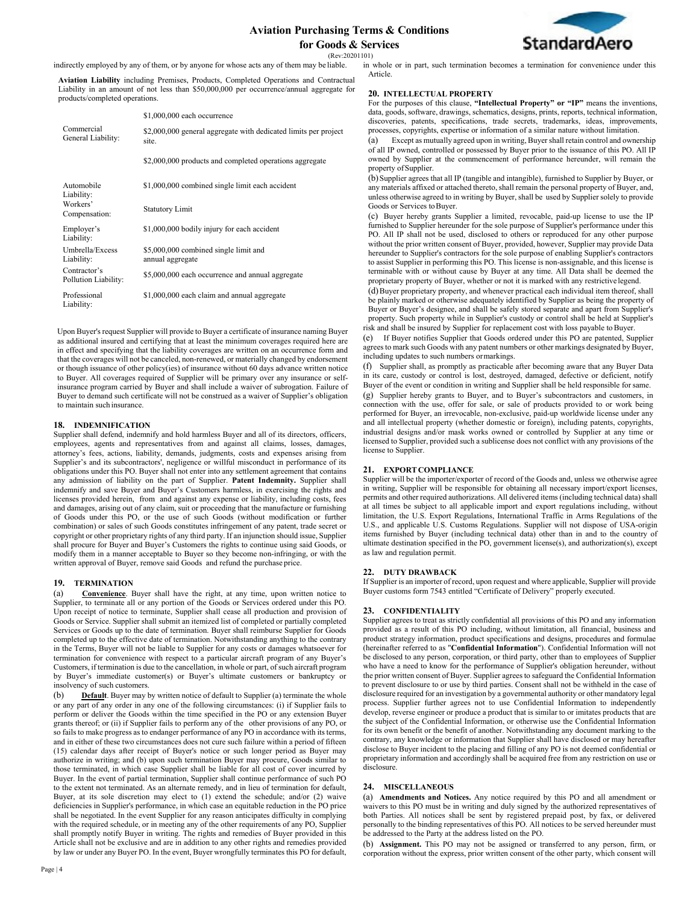indirectly employed by any of them, or by anyone for whose acts any of them may be liable.

**Aviation Liability** including Premises, Products, Completed Operations and Contractual Liability in an amount of not less than $50,000,000 per occurrence/annual aggregate for products/completed operations.

| | |
|---|---|
| Commercial General Liability: | $1,000,000 each occurrence<br>$2,000,000 general aggregate with dedicated limits per project site.<br>$2,000,000 products and completed operations aggregate |
| Automobile Liability: | $1,000,000 combined single limit each accident |
| Workers' Compensation: | Statutory Limit |
| Employer's Liability: | $1,000,000 bodily injury for each accident |
| Umbrella/Excess Liability: | $5,000,000 combined single limit and annual aggregate |
| Contractor's Pollution Liability: | $5,000,000 each occurrence and annual aggregate |
| Professional Liability: | $1,000,000 each claim and annual aggregate |

Upon Buyer's request Supplier will provide to Buyer a certificate of insurance naming Buyer as additional insured and certifying that at least the minimum coverages required here are in effect and specifying that the liability coverages are written on an occurrence form and that the coverages will not be canceled, non-renewed, or materially changed by endorsement or though issuance of other policy(ies) of insurance without 60 days advance written notice to Buyer. All coverages required of Supplier will be primary over any insurance or self-insurance program carried by Buyer and shall include a waiver of subrogation. Failure of Buyer to demand such certificate will not be construed as a waiver of Supplier's obligation to maintain such insurance.

## 18. INDEMNIFICATION

Supplier shall defend, indemnify and hold harmless Buyer and all of its directors, officers, employees, agents and representatives from and against all claims, losses, damages, attorney's fees, actions, liability, demands, judgments, costs and expenses arising from Supplier's and its subcontractors', negligence or willful misconduct in performance of its obligations under this PO. Buyer shall not enter into any settlement agreement that contains any admission of liability on the part of Supplier. **Patent Indemnity.** Supplier shall indemnify and save Buyer and Buyer's Customers harmless, in exercising the rights and licenses provided herein, from and against any expense or liability, including costs, fees and damages, arising out of any claim, suit or proceeding that the manufacture or furnishing of Goods under this PO, or the use of such Goods (without modification or further combination) or sales of such Goods constitutes infringement of any patent, trade secret or copyright or other proprietary rights of any third party. If an injunction should issue, Supplier shall procure for Buyer and Buyer's Customers the rights to continue using said Goods, or modify them in a manner acceptable to Buyer so they become non-infringing, or with the written approval of Buyer, remove said Goods and refund the purchase price.

## 19. TERMINATION

(a) **Convenience**. Buyer shall have the right, at any time, upon written notice to Supplier, to terminate all or any portion of the Goods or Services ordered under this PO. Upon receipt of notice to terminate, Supplier shall cease all production and provision of Goods or Service. Supplier shall submit an itemized list of completed or partially completed Services or Goods up to the date of termination. Buyer shall reimburse Supplier for Goods completed up to the effective date of termination. Notwithstanding anything to the contrary in the Terms, Buyer will not be liable to Supplier for any costs or damages whatsoever for termination for convenience with respect to a particular aircraft program of any Buyer's Customers, if termination is due to the cancellation, in whole or part, of such aircraft program by Buyer's immediate customer(s) or Buyer's ultimate customers or bankruptcy or insolvency of such customers.

(b) **Default**. Buyer may by written notice of default to Supplier (a) terminate the whole or any part of any order in any one of the following circumstances: (i) if Supplier fails to perform or deliver the Goods within the time specified in the PO or any extension Buyer grants thereof; or (ii) if Supplier fails to perform any of the other provisions of any PO, or so fails to make progress as to endanger performance of any PO in accordance with its terms, and in either of these two circumstances does not cure such failure within a period of fifteen (15) calendar days after receipt of Buyer's notice or such longer period as Buyer may authorize in writing; and (b) upon such termination Buyer may procure, Goods similar to those terminated, in which case Supplier shall be liable for all cost of cover incurred by Buyer. In the event of partial termination, Supplier shall continue performance of such PO to the extent not terminated. As an alternate remedy, and in lieu of termination for default, Buyer, at its sole discretion may elect to (1) extend the schedule; and/or (2) waive deficiencies in Supplier's performance, in which case an equitable reduction in the PO price shall be negotiated. In the event Supplier for any reason anticipates difficulty in complying with the required schedule, or in meeting any of the other requirements of any PO, Supplier shall promptly notify Buyer in writing. The rights and remedies of Buyer provided in this Article shall not be exclusive and are in addition to any other rights and remedies provided by law or under any Buyer PO. In the event, Buyer wrongfully terminates this PO for default, in whole or in part, such termination becomes a termination for convenience under this Article.

## 20. INTELLECTUAL PROPERTY

For the purposes of this clause, **"Intellectual Property" or "IP"** means the inventions, data, goods, software, drawings, schematics, designs, prints, reports, technical information, discoveries, patents, specifications, trade secrets, trademarks, ideas, improvements, processes, copyrights, expertise or information of a similar nature without limitation.

(a) Except as mutually agreed upon in writing, Buyer shall retain control and ownership of all IP owned, controlled or possessed by Buyer prior to the issuance of this PO. All IP owned by Supplier at the commencement of performance hereunder, will remain the property of Supplier.

(b) Supplier agrees that all IP (tangible and intangible), furnished to Supplier by Buyer, or any materials affixed or attached thereto, shall remain the personal property of Buyer, and, unless otherwise agreed to in writing by Buyer, shall be used by Supplier solely to provide Goods or Services to Buyer.

(c) Buyer hereby grants Supplier a limited, revocable, paid-up license to use the IP furnished to Supplier hereunder for the sole purpose of Supplier's performance under this PO. All IP shall not be used, disclosed to others or reproduced for any other purpose without the prior written consent of Buyer, provided, however, Supplier may provide Data hereunder to Supplier's contractors for the sole purpose of enabling Supplier's contractors to assist Supplier in performing this PO. This license is non-assignable, and this license is terminable with or without cause by Buyer at any time. All Data shall be deemed the proprietary property of Buyer, whether or not it is marked with any restrictive legend.

(d) Buyer proprietary property, and whenever practical each individual item thereof, shall be plainly marked or otherwise adequately identified by Supplier as being the property of Buyer or Buyer's designee, and shall be safely stored separate and apart from Supplier's property. Such property while in Supplier's custody or control shall be held at Supplier's risk and shall be insured by Supplier for replacement cost with loss payable to Buyer.

(e) If Buyer notifies Supplier that Goods ordered under this PO are patented, Supplier agrees to mark such Goods with any patent numbers or other markings designated by Buyer, including updates to such numbers or markings.

(f) Supplier shall, as promptly as practicable after becoming aware that any Buyer Data in its care, custody or control is lost, destroyed, damaged, defective or deficient, notify Buyer of the event or condition in writing and Supplier shall be held responsible for same.

(g) Supplier hereby grants to Buyer, and to Buyer's subcontractors and customers, in connection with the use, offer for sale, or sale of products provided to or work being performed for Buyer, an irrevocable, non-exclusive, paid-up worldwide license under any and all intellectual property (whether domestic or foreign), including patents, copyrights, industrial designs and/or mask works owned or controlled by Supplier at any time or licensed to Supplier, provided such a sublicense does not conflict with any provisions of the license to Supplier.

## 21. EXPORT COMPLIANCE

Supplier will be the importer/exporter of record of the Goods and, unless we otherwise agree in writing, Supplier will be responsible for obtaining all necessary import/export licenses, permits and other required authorizations. All delivered items (including technical data) shall at all times be subject to all applicable import and export regulations including, without limitation, the U.S. Export Regulations, International Traffic in Arms Regulations of the U.S., and applicable U.S. Customs Regulations. Supplier will not dispose of USA-origin items furnished by Buyer (including technical data) other than in and to the country of ultimate destination specified in the PO, government license(s), and authorization(s), except as law and regulation permit.

## 22. DUTY DRAWBACK

If Supplier is an importer of record, upon request and where applicable, Supplier will provide Buyer customs form 7543 entitled "Certificate of Delivery" properly executed.

## 23. CONFIDENTIALITY

Supplier agrees to treat as strictly confidential all provisions of this PO and any information provided as a result of this PO including, without limitation, all financial, business and product strategy information, product specifications and designs, procedures and formulae (hereinafter referred to as "**Confidential Information**"). Confidential Information will not be disclosed to any person, corporation, or third party, other than to employees of Supplier who have a need to know for the performance of Supplier's obligation hereunder, without the prior written consent of Buyer. Supplier agrees to safeguard the Confidential Information to prevent disclosure to or use by third parties. Consent shall not be withheld in the case of disclosure required for an investigation by a governmental authority or other mandatory legal process. Supplier further agrees not to use Confidential Information to independently develop, reverse engineer or produce a product that is similar to or imitates products that are the subject of the Confidential Information, or otherwise use the Confidential Information for its own benefit or the benefit of another. Notwithstanding any document marking to the contrary, any knowledge or information that Supplier shall have disclosed or may hereafter disclose to Buyer incident to the placing and filling of any PO is not deemed confidential or proprietary information and accordingly shall be acquired free from any restriction on use or disclosure.

## 24. MISCELLANEOUS

(a) **Amendments and Notices.** Any notice required by this PO and all amendment or waivers to this PO must be in writing and duly signed by the authorized representatives of both Parties. All notices shall be sent by registered prepaid post, by fax, or delivered personally to the binding representatives of this PO. All notices to be served hereunder must be addressed to the Party at the address listed on the PO.

(b) **Assignment.** This PO may not be assigned or transferred to any person, firm, or corporation without the express, prior written consent of the other party, which consent will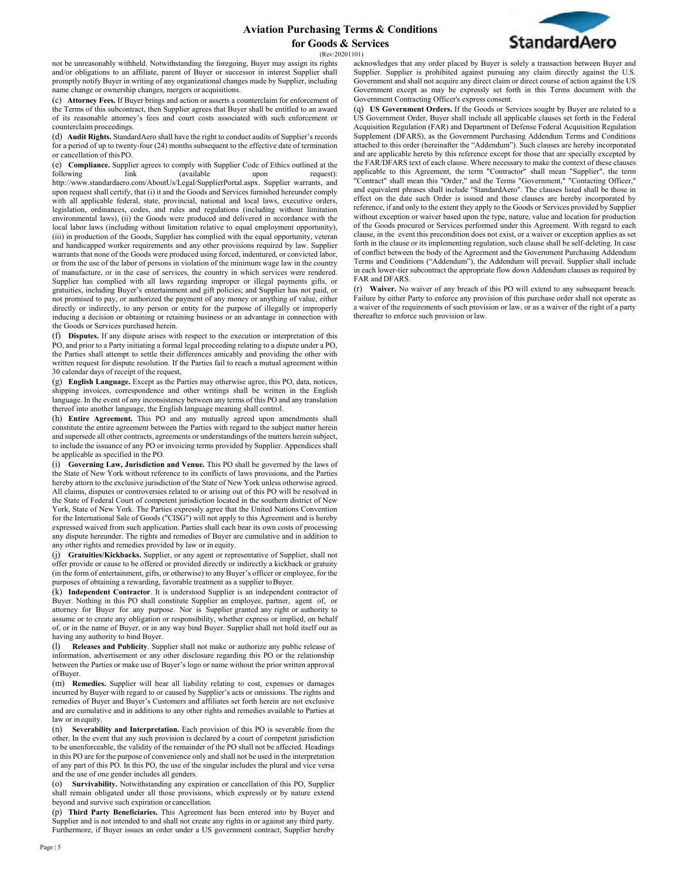not be unreasonably withheld. Notwithstanding the foregoing, Buyer may assign its rights and/or obligations to an affiliate, parent of Buyer or successor in interest Supplier shall promptly notify Buyer in writing of any organizational changes made by Supplier, including name change or ownership changes, mergers or acquisitions.

(c) **Attorney Fees.** If Buyer brings and action or asserts a counterclaim for enforcement of the Terms of this subcontract, then Supplier agrees that Buyer shall be entitled to an award of its reasonable attorney's fees and court costs associated with such enforcement or counterclaim proceedings.

(d) **Audit Rights.** StandardAero shall have the right to conduct audits of Supplier's records for a period of up to twenty-four (24) months subsequent to the effective date of termination or cancellation of this PO.

(e) **Compliance.** Supplier agrees to comply with Supplier Code of Ethics outlined at the following link (available upon request): http://www.standardaero.com/AboutUs/Legal/SupplierPortal.aspx. Supplier warrants, and upon request shall certify, that (i) it and the Goods and Services furnished hereunder comply with all applicable federal, state, provincial, national and local laws, executive orders, legislation, ordinances, codes, and rules and regulations (including without limitation environmental laws), (ii) the Goods were produced and delivered in accordance with the local labor laws (including without limitation relative to equal employment opportunity), (iii) in production of the Goods, Supplier has complied with the equal opportunity, veteran and handicapped worker requirements and any other provisions required by law. Supplier warrants that none of the Goods were produced using forced, indentured, or convicted labor, or from the use of the labor of persons in violation of the minimum wage law in the country of manufacture, or in the case of services, the country in which services were rendered. Supplier has complied with all laws regarding improper or illegal payments gifts, or gratuities, including Buyer's entertainment and gift policies; and Supplier has not paid, or not promised to pay, or authorized the payment of any money or anything of value, either directly or indirectly, to any person or entity for the purpose of illegally or improperly inducing a decision or obtaining or retaining business or an advantage in connection with the Goods or Services purchased herein.

(f) **Disputes.** If any dispute arises with respect to the execution or interpretation of this PO, and prior to a Party initiating a formal legal proceeding relating to a dispute under a PO, the Parties shall attempt to settle their differences amicably and providing the other with written request for dispute resolution. If the Parties fail to reach a mutual agreement within 30 calendar days of receipt of the request,

(g) **English Language.** Except as the Parties may otherwise agree, this PO, data, notices, shipping invoices, correspondence and other writings shall be written in the English language. In the event of any inconsistency between any terms of this PO and any translation thereof into another language, the English language meaning shall control.

(h) **Entire Agreement.** This PO and any mutually agreed upon amendments shall constitute the entire agreement between the Parties with regard to the subject matter herein and supersede all other contracts, agreements or understandings of the matters herein subject, to include the issuance of any PO or invoicing terms provided by Supplier. Appendices shall be applicable as specified in the PO.

(i) **Governing Law, Jurisdiction and Venue.** This PO shall be governed by the laws of the State of New York without reference to its conflicts of laws provisions, and the Parties hereby attorn to the exclusive jurisdiction of the State of New York unless otherwise agreed. All claims, disputes or controversies related to or arising out of this PO will be resolved in the State of Federal Court of competent jurisdiction located in the southern district of New York, State of New York. The Parties expressly agree that the United Nations Convention for the International Sale of Goods ("CISG") will not apply to this Agreement and is hereby expressed waived from such application. Parties shall each bear its own costs of processing any dispute hereunder. The rights and remedies of Buyer are cumulative and in addition to any other rights and remedies provided by law or in equity.

(j) **Gratuities/Kickbacks.** Supplier, or any agent or representative of Supplier, shall not offer provide or cause to be offered or provided directly or indirectly a kickback or gratuity (in the form of entertainment, gifts, or otherwise) to any Buyer's officer or employee, for the purposes of obtaining a rewarding, favorable treatment as a supplier to Buyer.

(k) **Independent Contractor**. It is understood Supplier is an independent contractor of Buyer. Nothing in this PO shall constitute Supplier an employee, partner, agent of, or attorney for Buyer for any purpose. Nor is Supplier granted any right or authority to assume or to create any obligation or responsibility, whether express or implied, on behalf of, or in the name of Buyer, or in any way bind Buyer. Supplier shall not hold itself out as having any authority to bind Buyer.

(l) **Releases and Publicity**. Supplier shall not make or authorize any public release of information, advertisement or any other disclosure regarding this PO or the relationship between the Parties or make use of Buyer's logo or name without the prior written approval of Buyer.

(m) **Remedies.** Supplier will bear all liability relating to cost, expenses or damages incurred by Buyer with regard to or caused by Supplier's acts or omissions. The rights and remedies of Buyer and Buyer's Customers and affiliates set forth herein are not exclusive and are cumulative and in additions to any other rights and remedies available to Parties at law or in equity.

(n) **Severability and Interpretation.** Each provision of this PO is severable from the other. In the event that any such provision is declared by a court of competent jurisdiction to be unenforceable, the validity of the remainder of the PO shall not be affected. Headings in this PO are for the purpose of convenience only and shall not be used in the interpretation of any part of this PO. In this PO, the use of the singular includes the plural and vice versa and the use of one gender includes all genders.

(o) **Survivability.** Notwithstanding any expiration or cancellation of this PO, Supplier shall remain obligated under all those provisions, which expressly or by nature extend beyond and survive such expiration or cancellation.

(p) **Third Party Beneficiaries.** This Agreement has been entered into by Buyer and Supplier and is not intended to and shall not create any rights in or against any third party. Furthermore, if Buyer issues an order under a US government contract, Supplier hereby acknowledges that any order placed by Buyer is solely a transaction between Buyer and Supplier. Supplier is prohibited against pursuing any claim directly against the U.S. Government and shall not acquire any direct claim or direct course of action against the US Government except as may be expressly set forth in this Terms document with the Government Contracting Officer's express consent.

(q) **US Government Orders.** If the Goods or Services sought by Buyer are related to a US Government Order, Buyer shall include all applicable clauses set forth in the Federal Acquisition Regulation (FAR) and Department of Defense Federal Acquisition Regulation Supplement (DFARS), as the Government Purchasing Addendum Terms and Conditions attached to this order (hereinafter the "Addendum"). Such clauses are hereby incorporated and are applicable hereto by this reference except for those that are specially excepted by the FAR/DFARS text of each clause. Where necessary to make the context of these clauses applicable to this Agreement, the term "Contractor" shall mean "Supplier", the term "Contract" shall mean this "Order," and the Terms "Government," "Contacting Officer," and equivalent phrases shall include "StandardAero". The clauses listed shall be those in effect on the date such Order is issued and those clauses are hereby incorporated by reference, if and only to the extent they apply to the Goods or Services provided by Supplier without exception or waiver based upon the type, nature, value and location for production of the Goods procured or Services performed under this Agreement. With regard to each clause, in the event this precondition does not exist, or a waiver or exception applies as set forth in the clause or its implementing regulation, such clause shall be self-deleting. In case of conflict between the body of the Agreement and the Government Purchasing Addendum Terms and Conditions ("Addendum"), the Addendum will prevail. Supplier shall include in each lower-tier subcontract the appropriate flow down Addendum clauses as required by FAR and DFARS.

(r) **Waiver.** No waiver of any breach of this PO will extend to any subsequent breach. Failure by either Party to enforce any provision of this purchase order shall not operate as a waiver of the requirements of such provision or law, or as a waiver of the right of a party thereafter to enforce such provision or law.